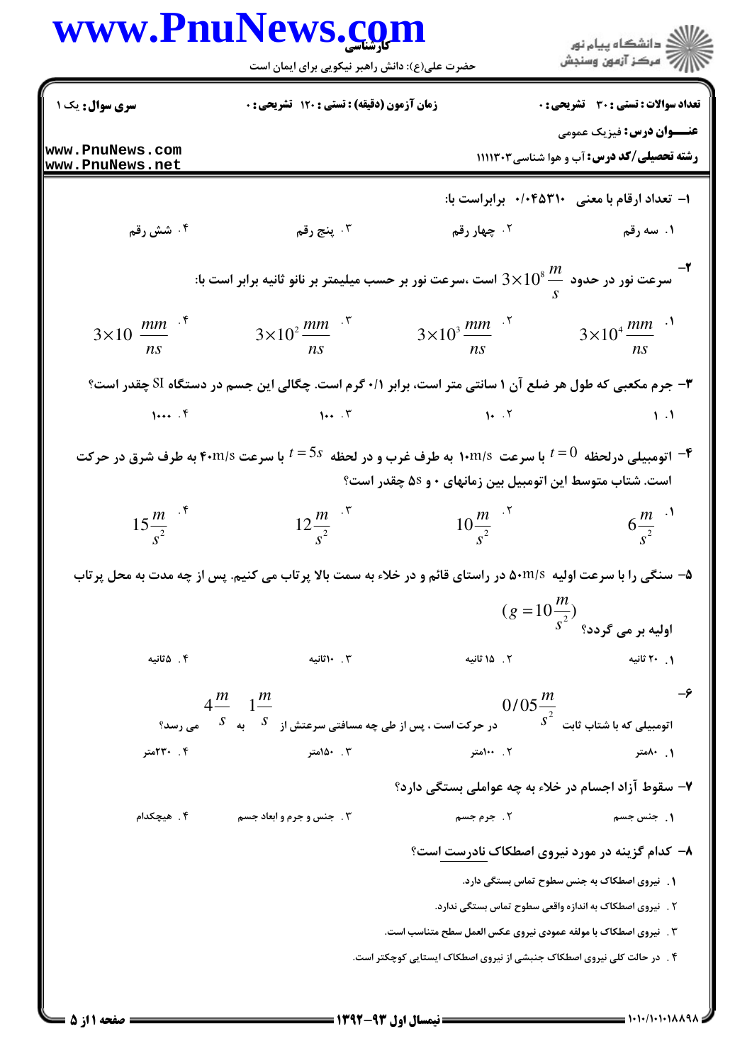سری سوال: یک ۱

زمان آزمون (دقیقه) : تستی : ۱۲۰ تشریحی : ۰

تعداد سوالات : تستی : ۳۰ تشریحی : ۰

عنـــوان درس: فیزیک عمومی

رشته تحصیلی/کد درس: آب و هوا شناسی ۱۱۱۱۳۰۳

۱- تعداد ارقام با معنی ۰/۰۴۵۳۱۰ برابراست با:

۱. سه رقم ۲. چهار رقم ۳. پنج رقم ۴. شش رقم

۲- سرعت نور در حدود $3\times10^{8}\frac{m}{s}$ است ،سرعت نور بر حسب میلیمتر بر نانو ثانیه برابر است با:

۱. $3\times10^{4}\frac{mm}{ns}$ ۲. $3\times10^{3}\frac{mm}{ns}$ ۳. $3\times10^{2}\frac{mm}{ns}$ ۴. $3\times10\frac{mm}{ns}$

۳- جرم مکعبی که طول هر ضلع آن ۱ سانتی متر است، برابر ۰/۱ گرم است. چگالی این جسم در دستگاه SI چقدر است؟

۱. ۱ ۲. ۱۰ ۳. ۱۰۰ ۴. ۱۰۰۰

۴- اتومبیلی درلحظه $t=0$ با سرعت ۱۰m/s به طرف غرب و در لحظه $t=5s$ با سرعت ۴۰m/s به طرف شرق در حرکت است. شتاب متوسط این اتومبیل بین زمانهای ۰ و 5s چقدر است؟

۱. $6\frac{m}{s^2}$ ۲. $10\frac{m}{s^2}$ ۳. $12\frac{m}{s^2}$ ۴. $15\frac{m}{s^2}$

۵- سنگی را با سرعت اولیه ۵۰m/s در راستای قائم و در خلاء به سمت بالا پرتاب می کنیم. پس از چه مدت به محل پرتاب اولیه بر می گردد؟ $(g=10\frac{m}{s^2})$

۱. ۲۰ ثانیه ۲. ۱۵ ثانیه ۳. ۱۰ثانیه ۴. ۵ ثانیه

۶- اتومبیلی که با شتاب ثابت $0/05\frac{m}{s^2}$ در حرکت است ، پس از طی چه مسافتی سرعتش از $1\frac{m}{s}$ به $4\frac{m}{s}$ می رسد؟

۱. ۸۰متر ۲. ۱۰۰متر ۳. ۱۵۰متر ۴. ۲۳۰متر

۷- سقوط آزاد اجسام در خلاء به چه عواملی بستگی دارد؟

۱. جنس جسم ۲. جرم جسم ۳. جنس و جرم و ابعاد جسم ۴. هیچکدام

۸- کدام گزینه در مورد نیروی اصطکاک نادرست است؟

۱. نیروی اصطکاک به جنس سطوح تماس بستگی دارد.

۲. نیروی اصطکاک به اندازه واقعی سطوح تماس بستگی ندارد.

۳. نیروی اصطکاک با مولفه عمودی نیروی عکس العمل سطح متناسب است.

۴. در حالت کلی نیروی اصطکاک جنبشی از نیروی اصطکاک ایستایی کوچکتر است.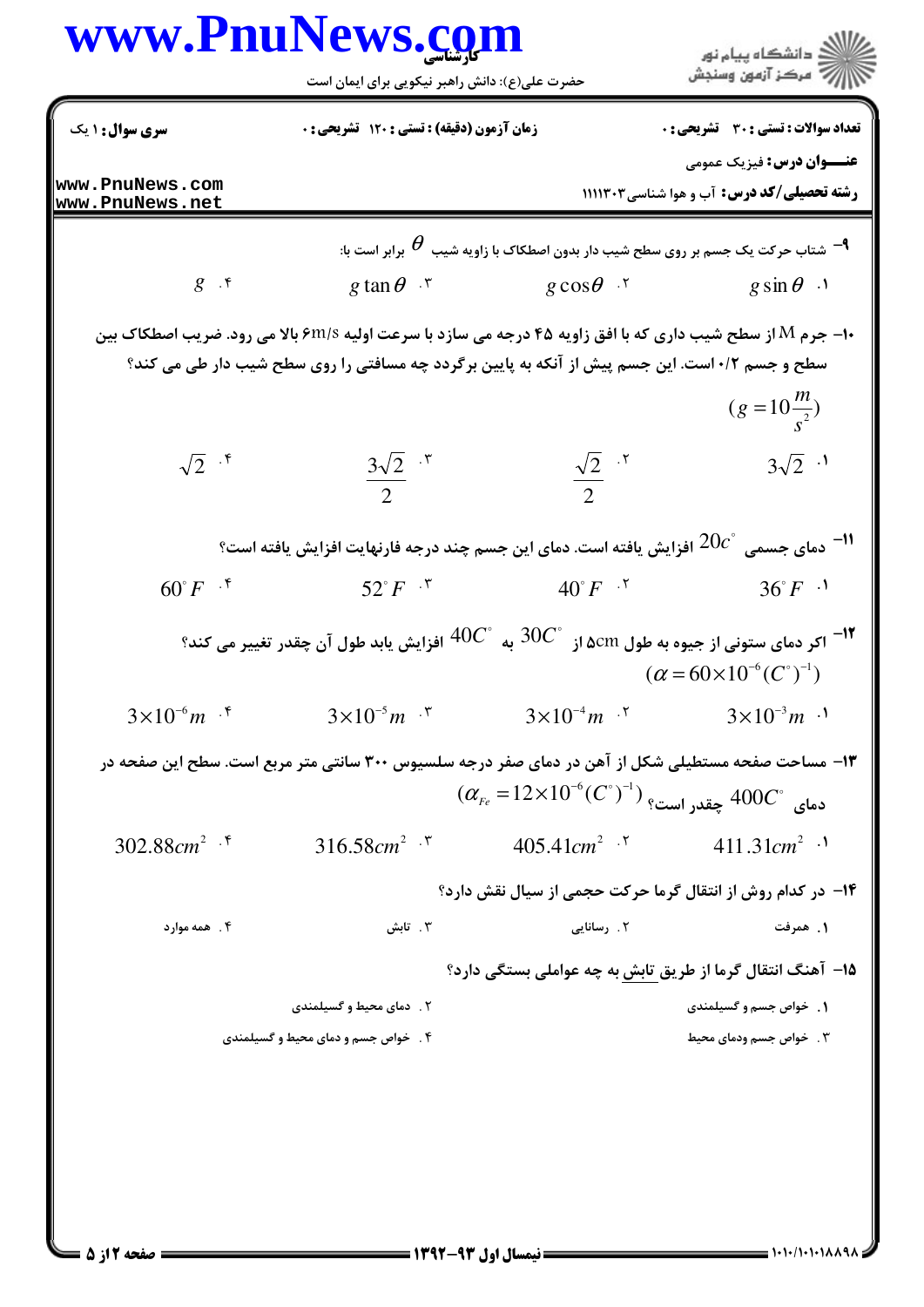۹– شتاب حرکت یک جسم بر روی سطح شیب دار بدون اصطکاک با زاویه شیب $\theta$ برابر است با:

۱. $g\sin\theta$

۲. $g\cos\theta$

۳. $g\tan\theta$

۴. $g$

۱۰– جرم M از سطح شیب داری که با افق زاویه ۴۵ درجه می سازد با سرعت اولیه ۶m/s بالا می رود. ضریب اصطکاک بین سطح و جسم ۰/۲ است. این جسم پیش از آنکه به پایین برگردد چه مسافتی را روی سطح شیب دار طی می کند؟

$(g = 10\frac{m}{s^2})$

۱. $3\sqrt{2}$

۲. $\frac{\sqrt{2}}{2}$

۳. $\frac{3\sqrt{2}}{2}$

۴. $\sqrt{2}$

۱۱– دمای جسمی $20c^\circ$ افزایش یافته است. دمای این جسم چند درجه فارنهایت افزایش یافته است؟

۱. $36^\circ F$

۲. $40^\circ F$

۳. $52^\circ F$

۴. $60^\circ F$

۱۲– اگر دمای ستونی از جیوه به طول ۵cm از $30C^\circ$ به $40C^\circ$ افزایش یابد طول آن چقدر تغییر می کند؟

$(\alpha = 60\times10^{-6}(C^\circ)^{-1})$

۱. $3\times10^{-3}m$

۲. $3\times10^{-4}m$

۳. $3\times10^{-5}m$

۴. $3\times10^{-6}m$

۱۳– مساحت صفحه مستطیلی شکل از آهن در دمای صفر درجه سلسیوس ۳۰۰ سانتی متر مربع است. سطح این صفحه در دمای $400C^\circ$ چقدر است؟ $(\alpha_{Fe} = 12\times10^{-6}(C^\circ)^{-1})$

۱. $411.31cm^2$

۲. $405.41cm^2$

۳. $316.58cm^2$

۴. $302.88cm^2$

۱۴– در کدام روش از انتقال گرما حرکت حجمی از سیال نقش دارد؟

۱. همرفت

۲. رسانایی

۳. تابش

۴. همه موارد

۱۵– آهنگ انتقال گرما از طریق تابش به چه عواملی بستگی دارد؟

۱. خواص جسم و گسیلمندی

۲. دمای محیط و گسیلمندی

۳. خواص جسم ودمای محیط

۴. خواص جسم و دمای محیط و گسیلمندی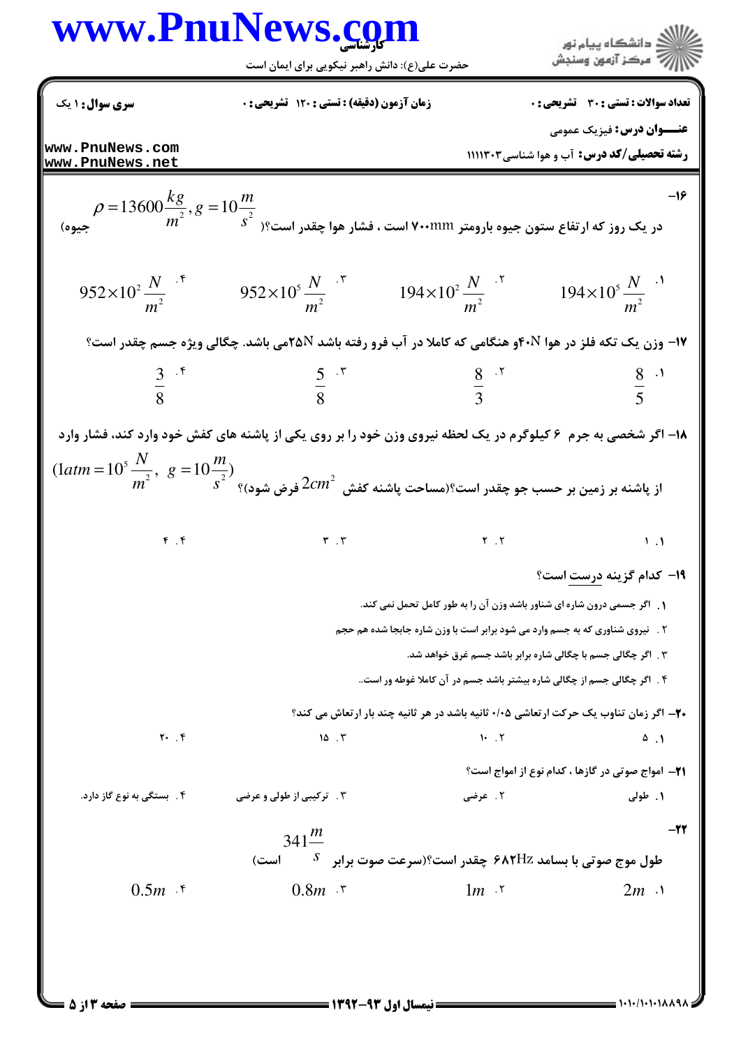۱۶- در یک روز که ارتفاع ستون جیوه بارومتر ۷۰۰mm است ، فشار هوا چقدر است؟( $g = 10\frac{m}{s^2}$ , $\rho = 13600\frac{kg}{m^2}$ جیوه)

۱. $194 \times 10^5 \frac{N}{m^2}$

۲. $194 \times 10^2 \frac{N}{m^2}$

۳. $952 \times 10^5 \frac{N}{m^2}$

۴. $952 \times 10^2 \frac{N}{m^2}$

۱۷- وزن یک تکه فلز در هوا ۴۰N و هنگامی که کاملا در آب فرو رفته باشد ۲۵N می باشد. چگالی ویژه جسم چقدر است؟

۱. $\frac{8}{5}$

۲. $\frac{8}{3}$

۳. $\frac{5}{8}$

۴. $\frac{3}{8}$

۱۸- اگر شخصی به جرم ۶ کیلوگرم در یک لحظه نیروی وزن خود را بر روی یکی از پاشنه های کفش خود وارد کند، فشار وارد از پاشنه بر زمین بر حسب جو چقدر است؟(مساحت پاشنه کفش $2cm^2$ فرض شود)؟ $(1atm = 10^5\frac{N}{m^2},\ g = 10\frac{m}{s^2})$

۱. ۱

۲. ۲

۳. ۳

۴. ۴

۱۹- کدام گزینه درست است؟

۱. اگر جسمی درون شاره ای شناور باشد وزن آن را به طور کامل تحمل نمی کند.

۲. نیروی شناوری که به جسم وارد می شود برابر است با وزن شاره جابجا شده هم حجم

۳. اگر چگالی جسم با چگالی شاره برابر باشد جسم غرق خواهد شد.

۴. اگر چگالی جسم از چگالی شاره بیشتر باشد جسم در آن کاملا غوطه ور است..

۲۰- اگر زمان تناوب یک حرکت ارتعاشی ۰/۰۵ ثانیه باشد در هر ثانیه چند بار ارتعاش می کند؟

۱. ۵

۲. ۱۰

۳. ۱۵

۴. ۲۰

۲۱- امواج صوتی در گازها ، کدام نوع از امواج است؟

۱. طولی

۲. عرضی

۳. ترکیبی از طولی و عرضی

۴. بستگی به نوع گاز دارد.

۲۲- طول موج صوتی با بسامد ۶۸۲Hz چقدر است؟(سرعت صوت برابر $341\frac{m}{s}$ است)

۱. $2m$

۲. $1m$

۳. $0.8m$

۴. $0.5m$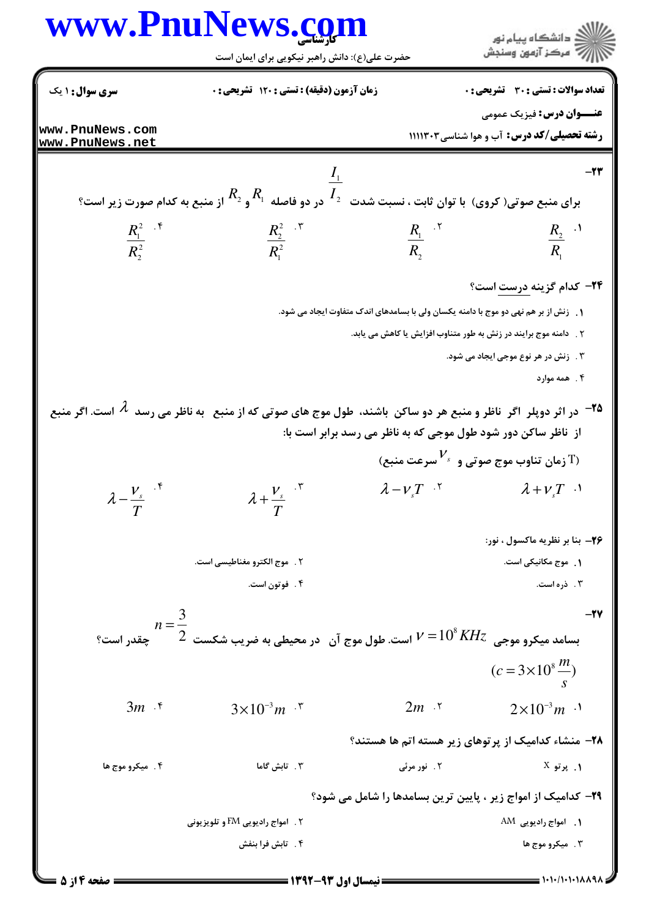**سری سوال:** ۱ یک | **زمان آزمون (دقیقه) :** تستی : ۱۲۰ تشریحی : ۰ | **تعداد سوالات :** تستی : ۳۰ تشریحی : ۰

**عنـــوان درس:** فیزیک عمومی

**رشته تحصیلی/کد درس:** آب و هوا شناسی ۱۱۱۱۳۰۲

۲۳- برای منبع صوتی( کروی) با توان ثابت ، نسبت شدت $\frac{I_1}{I_2}$ در دو فاصله $R_1$ و $R_2$ از منبع به کدام صورت زیر است؟

۱. $\frac{R_2}{R_1}$

۲. $\frac{R_1}{R_2}$

۳. $\frac{R_2^2}{R_1^2}$

۴. $\frac{R_1^2}{R_2^2}$

۲۴- کدام گزینه درست است؟

۱. زنش از بر هم نهی دو موج با دامنه یکسان ولی با بسامدهای اندک متفاوت ایجاد می شود.

۲. دامنه موج برایند در زنش به طور متناوب افزایش یا کاهش می یابد.

۳. زنش در هر نوع موجی ایجاد می شود.

۴. همه موارد

۲۵- در اثر دوپلر اگر ناظر و منبع هر دو ساکن باشند، طول موج های صوتی که از منبع به ناظر می رسد $\lambda$ است. اگر منبع از ناظر ساکن دور شود طول موجی که به ناظر می رسد برابر است با:

(T زمان تناوب موج صوتی و $V_s$ سرعت منبع)

۱. $\lambda + V_s T$

۲. $\lambda - V_s T$

۳. $\lambda + \frac{V_s}{T}$

۴. $\lambda - \frac{V_s}{T}$

۲۶- بنا بر نظریه ماکسول ، نور:

۱. موج مکانیکی است.

۲. موج الکترو مغناطیسی است.

۳. ذره است.

۴. فوتون است.

۲۷- بسامد میکرو موجی $\nu = 10^8 KHz$ است. طول موج آن در محیطی به ضریب شکست $n = \frac{3}{2}$ چقدر است؟

$(c = 3\times10^8 \frac{m}{s})$

۱. $2\times10^{-3} m$

۲. $2m$

۳. $3\times10^{-3} m$

۴. $3m$

۲۸- منشاء کدامیک از پرتوهای زیر هسته اتم ها هستند؟

۱. پرتو X

۲. نور مرئی

۳. تابش گاما

۴. میکرو موج ها

۲۹- کدامیک از امواج زیر ، پایین ترین بسامدها را شامل می شود؟

۱. امواج رادیویی AM

۲. امواج رادیویی FM و تلویزیونی

۳. میکرو موج ها

۴. تابش فرا بنفش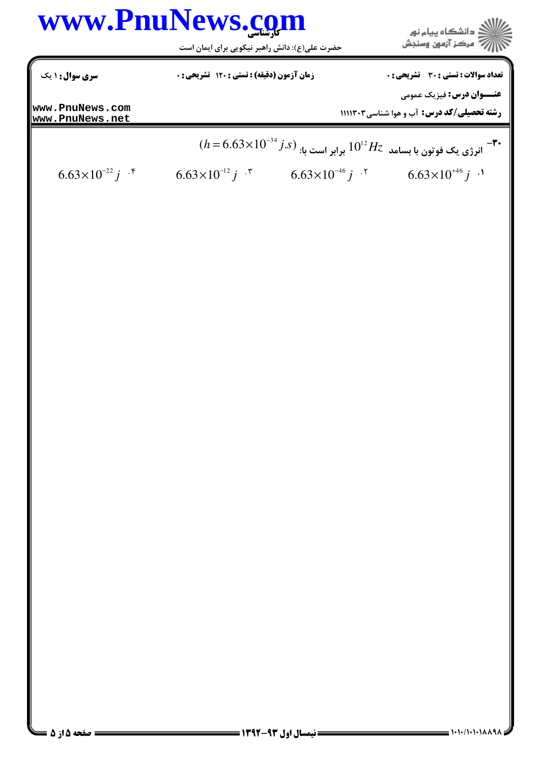**سری سوال:** ۱ یک

**زمان آزمون (دقیقه) : تستی : ۱۲۰ تشریحی : ۰**

**تعداد سوالات : تستی : ۳۰ تشریحی : ۰**

**عنـــوان درس:** فیزیک عمومی

**رشته تحصیلی/کد درس:** آب و هوا شناسی ۱۱۱۱۳۰۳

۳۰- انرژی یک فوتون با بسامد $10^{12} Hz$ برابر است با: $(h = 6.63\times10^{-34}\, j.s)$

۱. $6.63\times10^{+46}\, j$

۲. $6.63\times10^{-46}\, j$

۳. $6.63\times10^{-12}\, j$

۴. $6.63\times10^{-22}\, j$